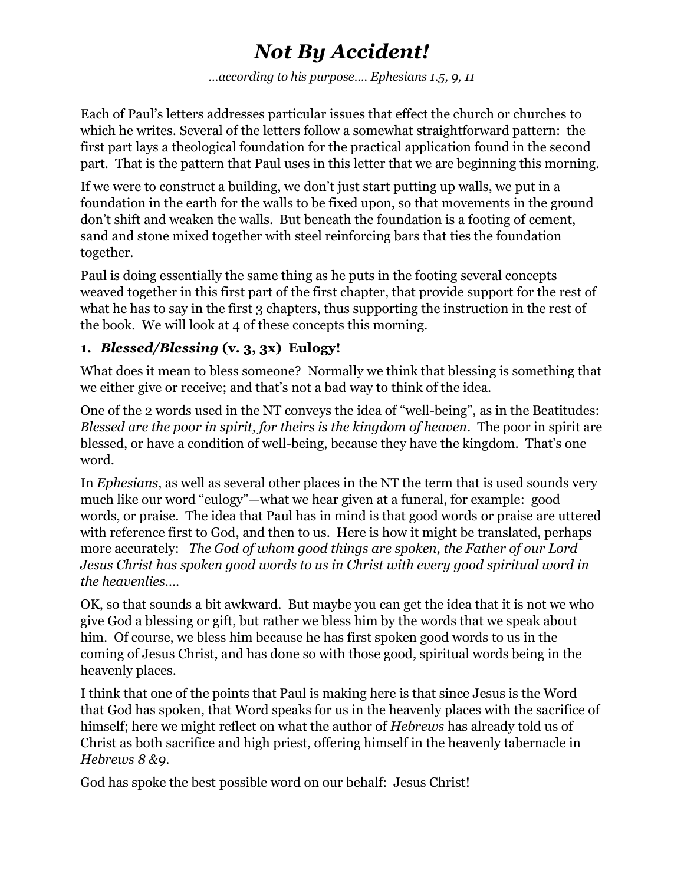# *Not By Accident!*

*…according to his purpose…. Ephesians 1.5, 9, 11*

Each of Paul's letters addresses particular issues that effect the church or churches to which he writes. Several of the letters follow a somewhat straightforward pattern: the first part lays a theological foundation for the practical application found in the second part. That is the pattern that Paul uses in this letter that we are beginning this morning.

If we were to construct a building, we don't just start putting up walls, we put in a foundation in the earth for the walls to be fixed upon, so that movements in the ground don't shift and weaken the walls. But beneath the foundation is a footing of cement, sand and stone mixed together with steel reinforcing bars that ties the foundation together.

Paul is doing essentially the same thing as he puts in the footing several concepts weaved together in this first part of the first chapter, that provide support for the rest of what he has to say in the first 3 chapters, thus supporting the instruction in the rest of the book. We will look at 4 of these concepts this morning.

**1. *Blessed/Blessing* (v. 3, 3x) Eulogy!**

What does it mean to bless someone? Normally we think that blessing is something that we either give or receive; and that's not a bad way to think of the idea.

One of the 2 words used in the NT conveys the idea of "well-being", as in the Beatitudes: *Blessed are the poor in spirit, for theirs is the kingdom of heaven.* The poor in spirit are blessed, or have a condition of well-being, because they have the kingdom. That's one word.

In *Ephesians*, as well as several other places in the NT the term that is used sounds very much like our word "eulogy"—what we hear given at a funeral, for example: good words, or praise. The idea that Paul has in mind is that good words or praise are uttered with reference first to God, and then to us. Here is how it might be translated, perhaps more accurately: *The God of whom good things are spoken, the Father of our Lord Jesus Christ has spoken good words to us in Christ with every good spiritual word in the heavenlies….*

OK, so that sounds a bit awkward. But maybe you can get the idea that it is not we who give God a blessing or gift, but rather we bless him by the words that we speak about him. Of course, we bless him because he has first spoken good words to us in the coming of Jesus Christ, and has done so with those good, spiritual words being in the heavenly places.

I think that one of the points that Paul is making here is that since Jesus is the Word that God has spoken, that Word speaks for us in the heavenly places with the sacrifice of himself; here we might reflect on what the author of *Hebrews* has already told us of Christ as both sacrifice and high priest, offering himself in the heavenly tabernacle in *Hebrews 8 &9*.

God has spoke the best possible word on our behalf: Jesus Christ!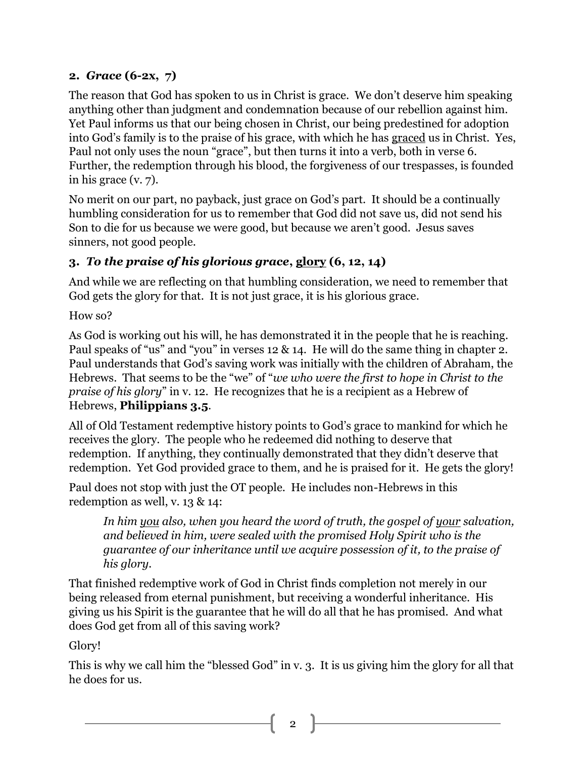### **2.** ***Grace*** **(6-2x, 7)**

The reason that God has spoken to us in Christ is grace. We don't deserve him speaking anything other than judgment and condemnation because of our rebellion against him. Yet Paul informs us that our being chosen in Christ, our being predestined for adoption into God's family is to the praise of his grace, with which he has <u>graced</u> us in Christ. Yes, Paul not only uses the noun "grace", but then turns it into a verb, both in verse 6. Further, the redemption through his blood, the forgiveness of our trespasses, is founded in his grace (v. 7).

No merit on our part, no payback, just grace on God's part. It should be a continually humbling consideration for us to remember that God did not save us, did not send his Son to die for us because we were good, but because we aren't good. Jesus saves sinners, not good people.

### **3.** ***To the praise of his glorious grace*****, <u>glory</u> (6, 12, 14)**

And while we are reflecting on that humbling consideration, we need to remember that God gets the glory for that. It is not just grace, it is his glorious grace.

How so?

As God is working out his will, he has demonstrated it in the people that he is reaching. Paul speaks of "us" and "you" in verses 12 & 14. He will do the same thing in chapter 2. Paul understands that God's saving work was initially with the children of Abraham, the Hebrews. That seems to be the "we" of "*we who were the first to hope in Christ to the praise of his glory*" in v. 12. He recognizes that he is a recipient as a Hebrew of Hebrews, **Philippians 3.5**.

All of Old Testament redemptive history points to God's grace to mankind for which he receives the glory. The people who he redeemed did nothing to deserve that redemption. If anything, they continually demonstrated that they didn't deserve that redemption. Yet God provided grace to them, and he is praised for it. He gets the glory!

Paul does not stop with just the OT people. He includes non-Hebrews in this redemption as well, v. 13 & 14:

> *In him <u>you</u> also, when you heard the word of truth, the gospel of <u>your</u> salvation, and believed in him, were sealed with the promised Holy Spirit who is the guarantee of our inheritance until we acquire possession of it, to the praise of his glory.*

That finished redemptive work of God in Christ finds completion not merely in our being released from eternal punishment, but receiving a wonderful inheritance. His giving us his Spirit is the guarantee that he will do all that he has promised. And what does God get from all of this saving work?

Glory!

This is why we call him the "blessed God" in v. 3. It is us giving him the glory for all that he does for us.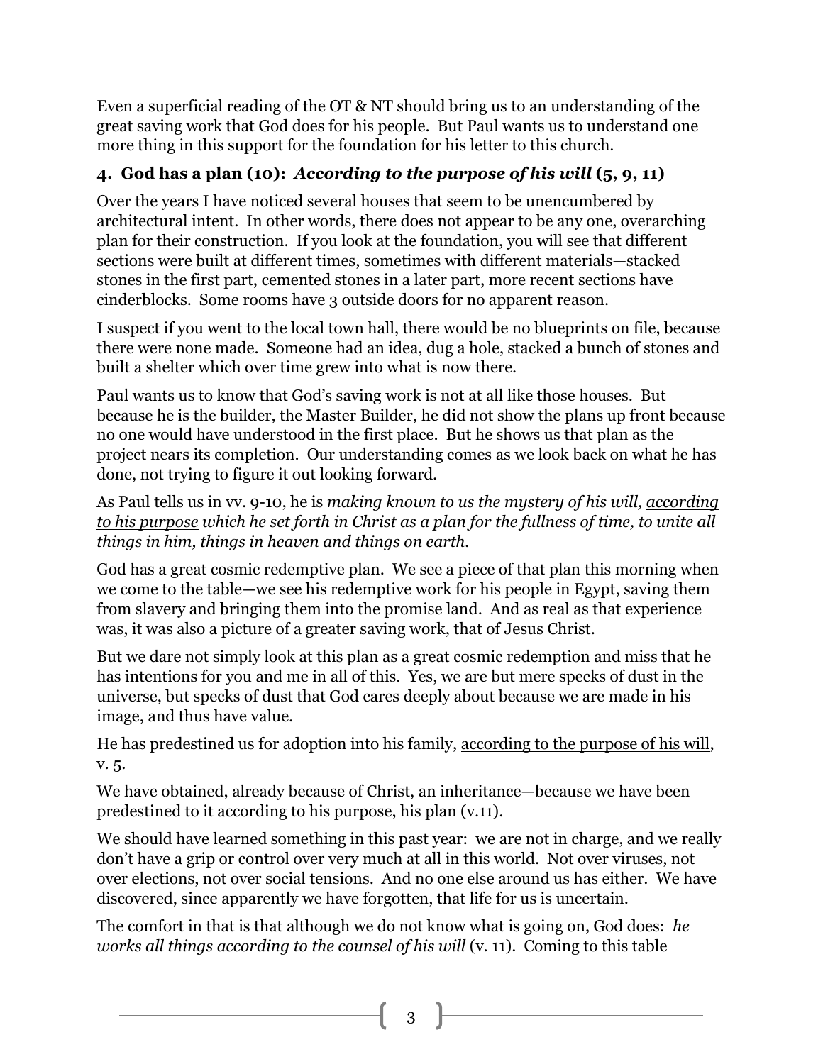Even a superficial reading of the OT & NT should bring us to an understanding of the great saving work that God does for his people. But Paul wants us to understand one more thing in this support for the foundation for his letter to this church.

### 4. God has a plan (10): *According to the purpose of his will* (5, 9, 11)

Over the years I have noticed several houses that seem to be unencumbered by architectural intent. In other words, there does not appear to be any one, overarching plan for their construction. If you look at the foundation, you will see that different sections were built at different times, sometimes with different materials—stacked stones in the first part, cemented stones in a later part, more recent sections have cinderblocks. Some rooms have 3 outside doors for no apparent reason.

I suspect if you went to the local town hall, there would be no blueprints on file, because there were none made. Someone had an idea, dug a hole, stacked a bunch of stones and built a shelter which over time grew into what is now there.

Paul wants us to know that God's saving work is not at all like those houses. But because he is the builder, the Master Builder, he did not show the plans up front because no one would have understood in the first place. But he shows us that plan as the project nears its completion. Our understanding comes as we look back on what he has done, not trying to figure it out looking forward.

As Paul tells us in vv. 9-10, he is *making known to us the mystery of his will, <u>according to his purpose</u> which he set forth in Christ as a plan for the fullness of time, to unite all things in him, things in heaven and things on earth.*

God has a great cosmic redemptive plan. We see a piece of that plan this morning when we come to the table—we see his redemptive work for his people in Egypt, saving them from slavery and bringing them into the promise land. And as real as that experience was, it was also a picture of a greater saving work, that of Jesus Christ.

But we dare not simply look at this plan as a great cosmic redemption and miss that he has intentions for you and me in all of this. Yes, we are but mere specks of dust in the universe, but specks of dust that God cares deeply about because we are made in his image, and thus have value.

He has predestined us for adoption into his family, <u>according to the purpose of his will</u>, v. 5.

We have obtained, <u>already</u> because of Christ, an inheritance—because we have been predestined to it <u>according to his purpose</u>, his plan (v.11).

We should have learned something in this past year: we are not in charge, and we really don't have a grip or control over very much at all in this world. Not over viruses, not over elections, not over social tensions. And no one else around us has either. We have discovered, since apparently we have forgotten, that life for us is uncertain.

The comfort in that is that although we do not know what is going on, God does: *he works all things according to the counsel of his will* (v. 11). Coming to this table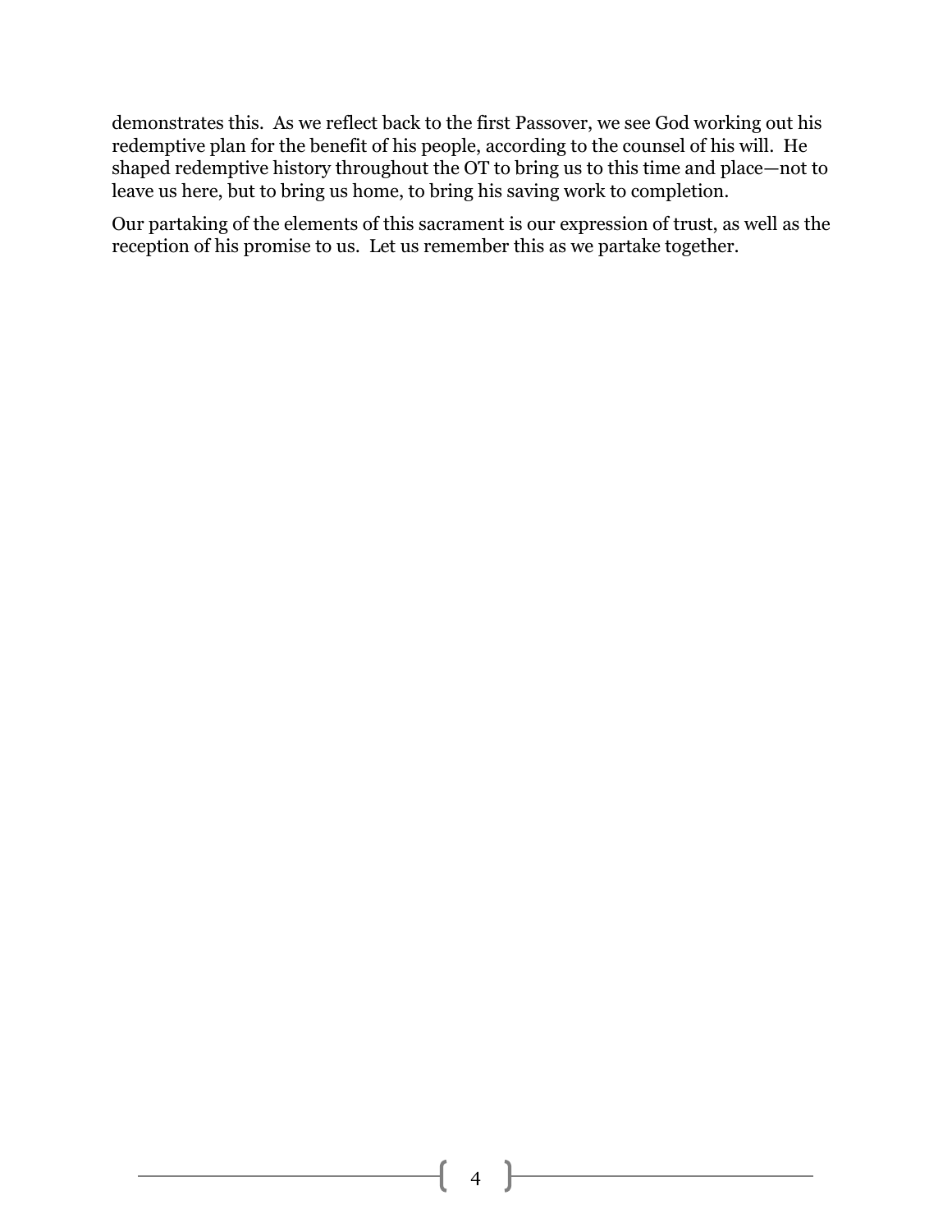demonstrates this. As we reflect back to the first Passover, we see God working out his redemptive plan for the benefit of his people, according to the counsel of his will. He shaped redemptive history throughout the OT to bring us to this time and place—not to leave us here, but to bring us home, to bring his saving work to completion.

Our partaking of the elements of this sacrament is our expression of trust, as well as the reception of his promise to us. Let us remember this as we partake together.